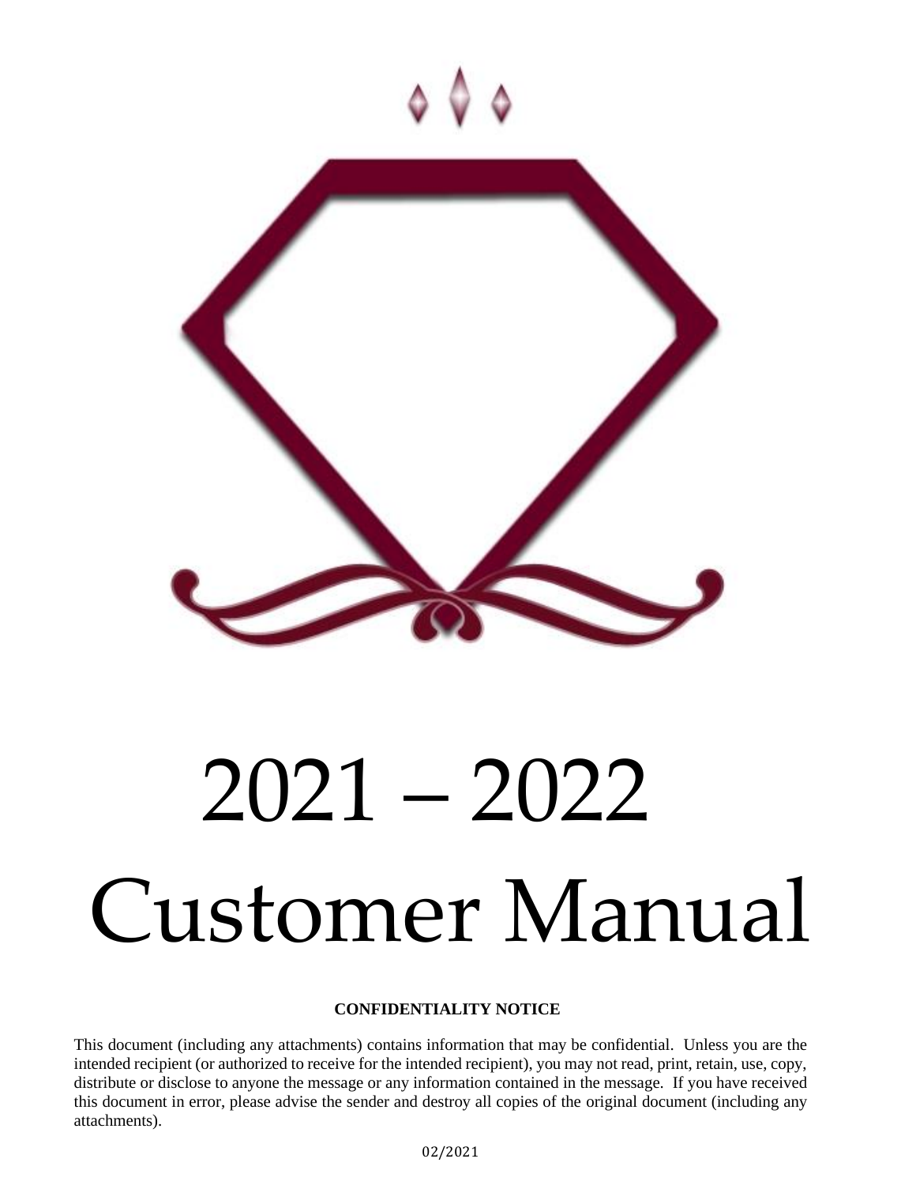# 2021 – 2022 Customer Manual

**CONFIDENTIALITY NOTICE**

This document (including any attachments) contains information that may be confidential. Unless you are the intended recipient (or authorized to receive for the intended recipient), you may not read, print, retain, use, copy, distribute or disclose to anyone the message or any information contained in the message. If you have received this document in error, please advise the sender and destroy all copies of the original document (including any attachments).

02/2021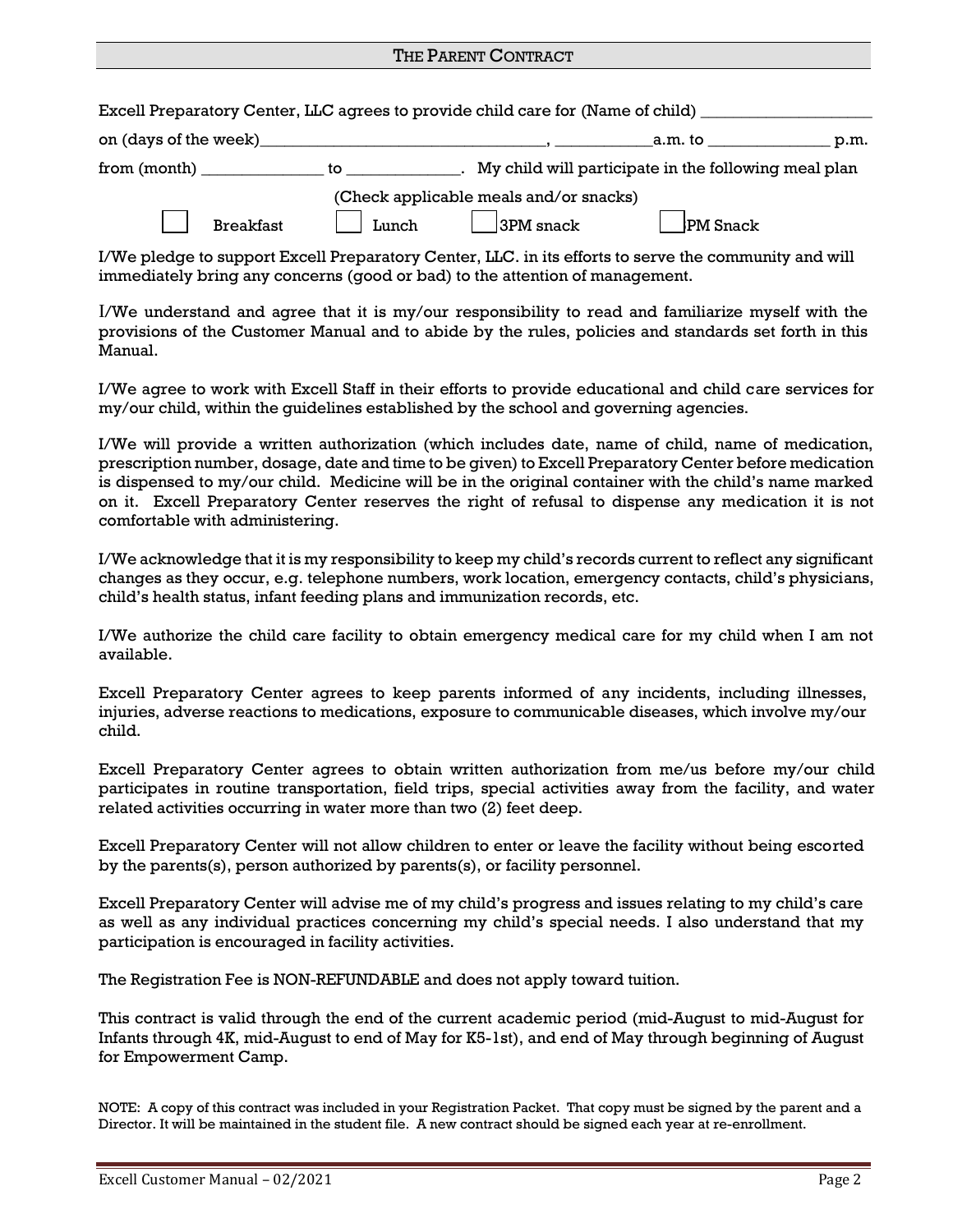## THE PARENT CONTRACT

Excell Preparatory Center, LLC agrees to provide child care for (Name of child) ____________________

on (days of the week)_________________________________, ___________a.m. to ______________ p.m.

from (month) ______________ to _____________. My child will participate in the following meal plan

(Check applicable meals and/or snacks)

☐ Breakfast ☐ Lunch ☐ 3PM snack ☐ PM Snack

I/We pledge to support Excell Preparatory Center, LLC. in its efforts to serve the community and will immediately bring any concerns (good or bad) to the attention of management.

I/We understand and agree that it is my/our responsibility to read and familiarize myself with the provisions of the Customer Manual and to abide by the rules, policies and standards set forth in this Manual.

I/We agree to work with Excell Staff in their efforts to provide educational and child care services for my/our child, within the guidelines established by the school and governing agencies.

I/We will provide a written authorization (which includes date, name of child, name of medication, prescription number, dosage, date and time to be given) to Excell Preparatory Center before medication is dispensed to my/our child. Medicine will be in the original container with the child's name marked on it. Excell Preparatory Center reserves the right of refusal to dispense any medication it is not comfortable with administering.

I/We acknowledge that it is my responsibility to keep my child's records current to reflect any significant changes as they occur, e.g. telephone numbers, work location, emergency contacts, child's physicians, child's health status, infant feeding plans and immunization records, etc.

I/We authorize the child care facility to obtain emergency medical care for my child when I am not available.

Excell Preparatory Center agrees to keep parents informed of any incidents, including illnesses, injuries, adverse reactions to medications, exposure to communicable diseases, which involve my/our child.

Excell Preparatory Center agrees to obtain written authorization from me/us before my/our child participates in routine transportation, field trips, special activities away from the facility, and water related activities occurring in water more than two (2) feet deep.

Excell Preparatory Center will not allow children to enter or leave the facility without being escorted by the parents(s), person authorized by parents(s), or facility personnel.

Excell Preparatory Center will advise me of my child's progress and issues relating to my child's care as well as any individual practices concerning my child's special needs. I also understand that my participation is encouraged in facility activities.

The Registration Fee is NON-REFUNDABLE and does not apply toward tuition.

This contract is valid through the end of the current academic period (mid-August to mid-August for Infants through 4K, mid-August to end of May for K5-1st), and end of May through beginning of August for Empowerment Camp.

NOTE: A copy of this contract was included in your Registration Packet. That copy must be signed by the parent and a Director. It will be maintained in the student file. A new contract should be signed each year at re-enrollment.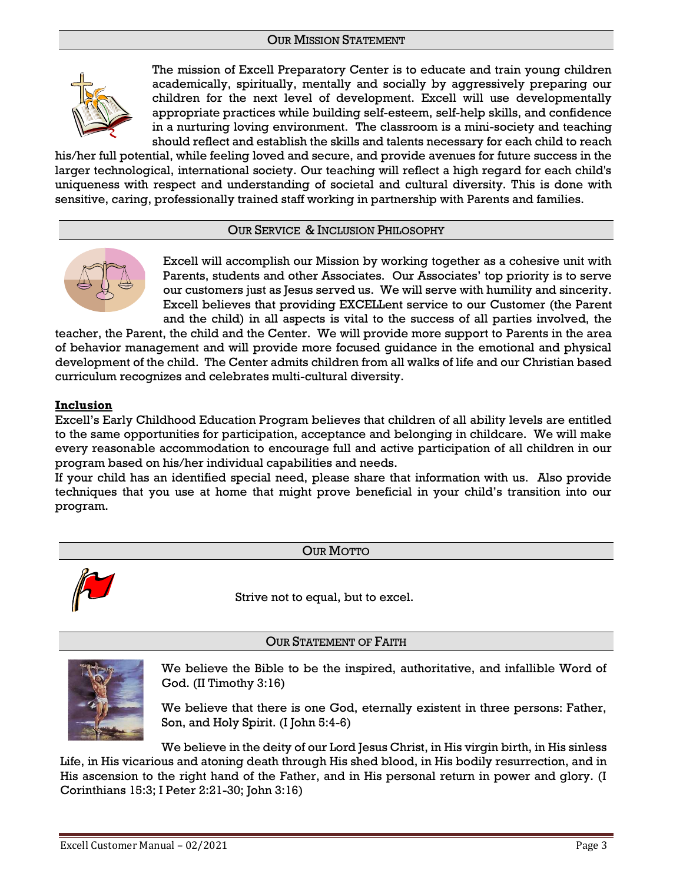## Our Mission Statement

The mission of Excell Preparatory Center is to educate and train young children academically, spiritually, mentally and socially by aggressively preparing our children for the next level of development. Excell will use developmentally appropriate practices while building self-esteem, self-help skills, and confidence in a nurturing loving environment. The classroom is a mini-society and teaching should reflect and establish the skills and talents necessary for each child to reach his/her full potential, while feeling loved and secure, and provide avenues for future success in the larger technological, international society. Our teaching will reflect a high regard for each child's uniqueness with respect and understanding of societal and cultural diversity. This is done with sensitive, caring, professionally trained staff working in partnership with Parents and families.

## Our Service & Inclusion Philosophy

Excell will accomplish our Mission by working together as a cohesive unit with Parents, students and other Associates. Our Associates' top priority is to serve our customers just as Jesus served us. We will serve with humility and sincerity. Excell believes that providing EXCELLent service to our Customer (the Parent and the child) in all aspects is vital to the success of all parties involved, the teacher, the Parent, the child and the Center. We will provide more support to Parents in the area of behavior management and will provide more focused guidance in the emotional and physical development of the child. The Center admits children from all walks of life and our Christian based curriculum recognizes and celebrates multi-cultural diversity.

**Inclusion**

Excell's Early Childhood Education Program believes that children of all ability levels are entitled to the same opportunities for participation, acceptance and belonging in childcare. We will make every reasonable accommodation to encourage full and active participation of all children in our program based on his/her individual capabilities and needs.

If your child has an identified special need, please share that information with us. Also provide techniques that you use at home that might prove beneficial in your child's transition into our program.

## Our Motto

Strive not to equal, but to excel.

## Our Statement of Faith

We believe the Bible to be the inspired, authoritative, and infallible Word of God. (II Timothy 3:16)

We believe that there is one God, eternally existent in three persons: Father, Son, and Holy Spirit. (I John 5:4-6)

We believe in the deity of our Lord Jesus Christ, in His virgin birth, in His sinless Life, in His vicarious and atoning death through His shed blood, in His bodily resurrection, and in His ascension to the right hand of the Father, and in His personal return in power and glory. (I Corinthians 15:3; I Peter 2:21-30; John 3:16)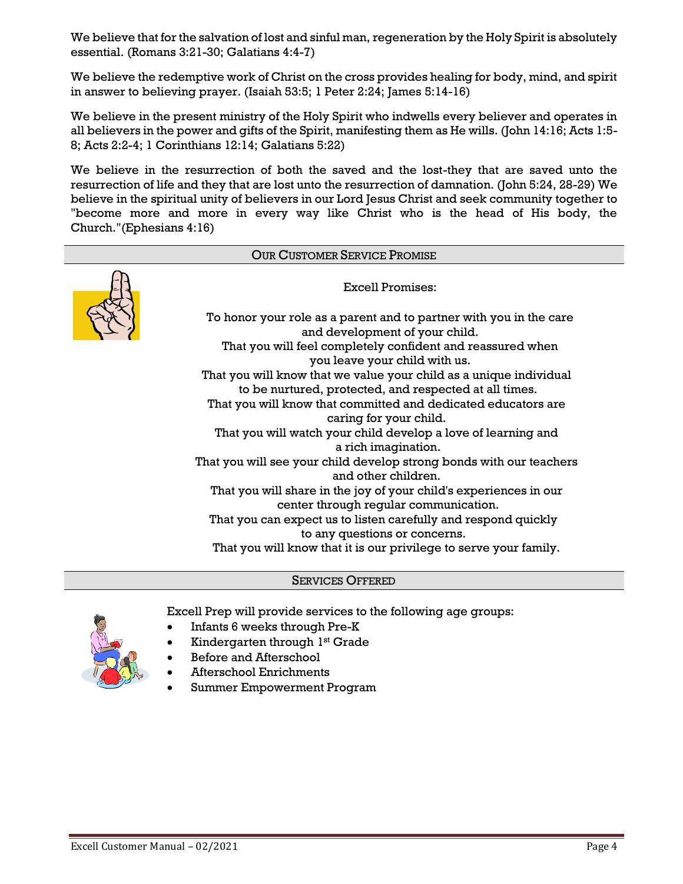We believe that for the salvation of lost and sinful man, regeneration by the Holy Spirit is absolutely essential. (Romans 3:21-30; Galatians 4:4-7)

We believe the redemptive work of Christ on the cross provides healing for body, mind, and spirit in answer to believing prayer. (Isaiah 53:5; 1 Peter 2:24; James 5:14-16)

We believe in the present ministry of the Holy Spirit who indwells every believer and operates in all believers in the power and gifts of the Spirit, manifesting them as He wills. (John 14:16; Acts 1:5-8; Acts 2:2-4; 1 Corinthians 12:14; Galatians 5:22)

We believe in the resurrection of both the saved and the lost-they that are saved unto the resurrection of life and they that are lost unto the resurrection of damnation. (John 5:24, 28-29) We believe in the spiritual unity of believers in our Lord Jesus Christ and seek community together to "become more and more in every way like Christ who is the head of His body, the Church."(Ephesians 4:16)

## OUR CUSTOMER SERVICE PROMISE

Excell Promises:

To honor your role as a parent and to partner with you in the care and development of your child.
That you will feel completely confident and reassured when you leave your child with us.
That you will know that we value your child as a unique individual to be nurtured, protected, and respected at all times.
That you will know that committed and dedicated educators are caring for your child.
That you will watch your child develop a love of learning and a rich imagination.
That you will see your child develop strong bonds with our teachers and other children.
That you will share in the joy of your child's experiences in our center through regular communication.
That you can expect us to listen carefully and respond quickly to any questions or concerns.
That you will know that it is our privilege to serve your family.

## SERVICES OFFERED

Excell Prep will provide services to the following age groups:

- Infants 6 weeks through Pre-K
- Kindergarten through 1st Grade
- Before and Afterschool
- Afterschool Enrichments
- Summer Empowerment Program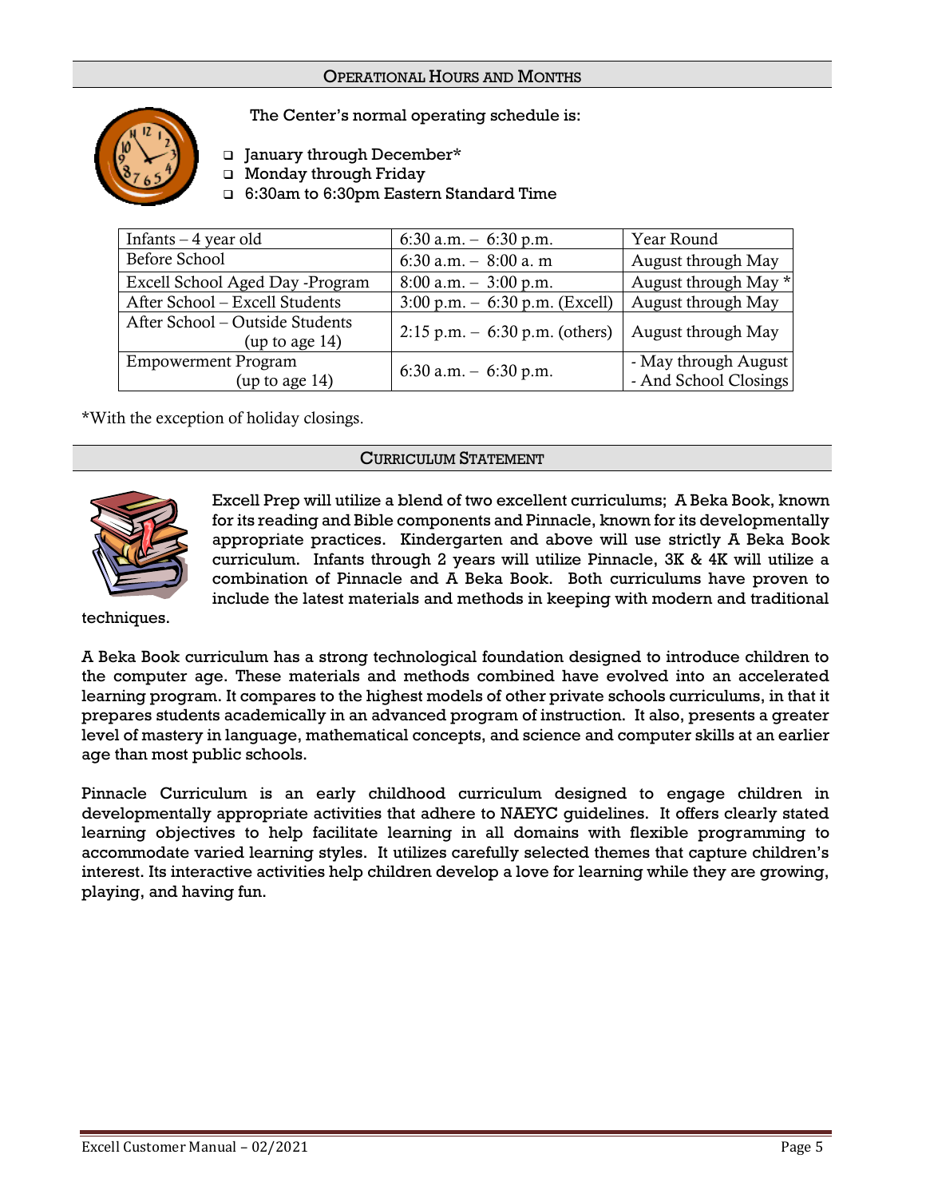## OPERATIONAL HOURS AND MONTHS

The Center's normal operating schedule is:

- January through December*
- Monday through Friday
- 6:30am to 6:30pm Eastern Standard Time

| Infants – 4 year old | 6:30 a.m. – 6:30 p.m. | Year Round |
|---|---|---|
| Before School | 6:30 a.m. – 8:00 a. m | August through May |
| Excell School Aged Day -Program | 8:00 a.m. – 3:00 p.m. | August through May * |
| After School – Excell Students | 3:00 p.m. – 6:30 p.m. (Excell) | August through May |
| After School – Outside Students (up to age 14) | 2:15 p.m. – 6:30 p.m. (others) | August through May |
| Empowerment Program (up to age 14) | 6:30 a.m. – 6:30 p.m. | - May through August - And School Closings |

*With the exception of holiday closings.

## CURRICULUM STATEMENT

Excell Prep will utilize a blend of two excellent curriculums; A Beka Book, known for its reading and Bible components and Pinnacle, known for its developmentally appropriate practices. Kindergarten and above will use strictly A Beka Book curriculum. Infants through 2 years will utilize Pinnacle, 3K & 4K will utilize a combination of Pinnacle and A Beka Book. Both curriculums have proven to include the latest materials and methods in keeping with modern and traditional techniques.

A Beka Book curriculum has a strong technological foundation designed to introduce children to the computer age. These materials and methods combined have evolved into an accelerated learning program. It compares to the highest models of other private schools curriculums, in that it prepares students academically in an advanced program of instruction. It also, presents a greater level of mastery in language, mathematical concepts, and science and computer skills at an earlier age than most public schools.

Pinnacle Curriculum is an early childhood curriculum designed to engage children in developmentally appropriate activities that adhere to NAEYC guidelines. It offers clearly stated learning objectives to help facilitate learning in all domains with flexible programming to accommodate varied learning styles. It utilizes carefully selected themes that capture children's interest. Its interactive activities help children develop a love for learning while they are growing, playing, and having fun.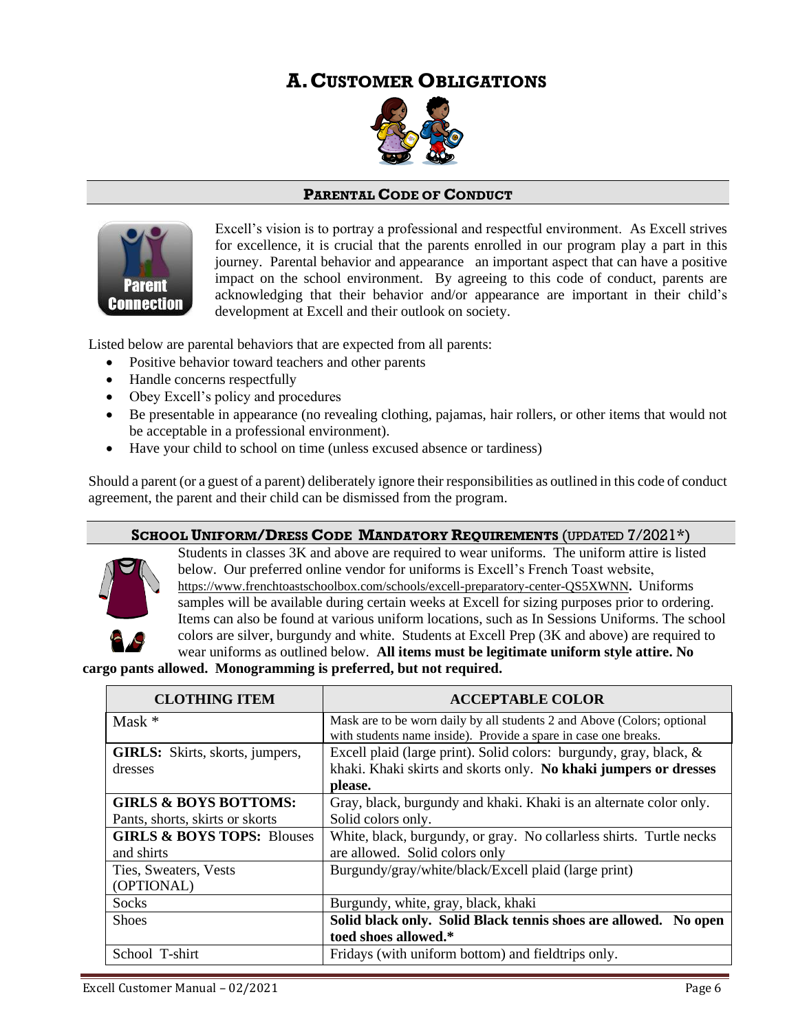# A. Customer Obligations

## Parental Code of Conduct

Excell's vision is to portray a professional and respectful environment. As Excell strives for excellence, it is crucial that the parents enrolled in our program play a part in this journey. Parental behavior and appearance an important aspect that can have a positive impact on the school environment. By agreeing to this code of conduct, parents are acknowledging that their behavior and/or appearance are important in their child's development at Excell and their outlook on society.

Listed below are parental behaviors that are expected from all parents:

- Positive behavior toward teachers and other parents
- Handle concerns respectfully
- Obey Excell's policy and procedures
- Be presentable in appearance (no revealing clothing, pajamas, hair rollers, or other items that would not be acceptable in a professional environment).
- Have your child to school on time (unless excused absence or tardiness)

Should a parent (or a guest of a parent) deliberately ignore their responsibilities as outlined in this code of conduct agreement, the parent and their child can be dismissed from the program.

## School Uniform/Dress Code Mandatory Requirements (updated 7/2021*)

Students in classes 3K and above are required to wear uniforms. The uniform attire is listed below. Our preferred online vendor for uniforms is Excell's French Toast website, https://www.frenchtoastschoolbox.com/schools/excell-preparatory-center-QS5XWNN. Uniforms samples will be available during certain weeks at Excell for sizing purposes prior to ordering. Items can also be found at various uniform locations, such as In Sessions Uniforms. The school colors are silver, burgundy and white. Students at Excell Prep (3K and above) are required to wear uniforms as outlined below. **All items must be legitimate uniform style attire. No cargo pants allowed. Monogramming is preferred, but not required.**

| CLOTHING ITEM | ACCEPTABLE COLOR |
| --- | --- |
| Mask * | Mask are to be worn daily by all students 2 and Above (Colors; optional with students name inside). Provide a spare in case one breaks. |
| **GIRLS:** Skirts, skorts, jumpers, dresses | Excell plaid (large print). Solid colors: burgundy, gray, black, & khaki. Khaki skirts and skorts only. **No khaki jumpers or dresses please.** |
| **GIRLS & BOYS BOTTOMS:** Pants, shorts, skirts or skorts | Gray, black, burgundy and khaki. Khaki is an alternate color only. Solid colors only. |
| **GIRLS & BOYS TOPS:** Blouses and shirts | White, black, burgundy, or gray. No collarless shirts. Turtle necks are allowed. Solid colors only |
| Ties, Sweaters, Vests (OPTIONAL) | Burgundy/gray/white/black/Excell plaid (large print) |
| Socks | Burgundy, white, gray, black, khaki |
| Shoes | **Solid black only. Solid Black tennis shoes are allowed. No open toed shoes allowed.*** |
| School T-shirt | Fridays (with uniform bottom) and fieldtrips only. |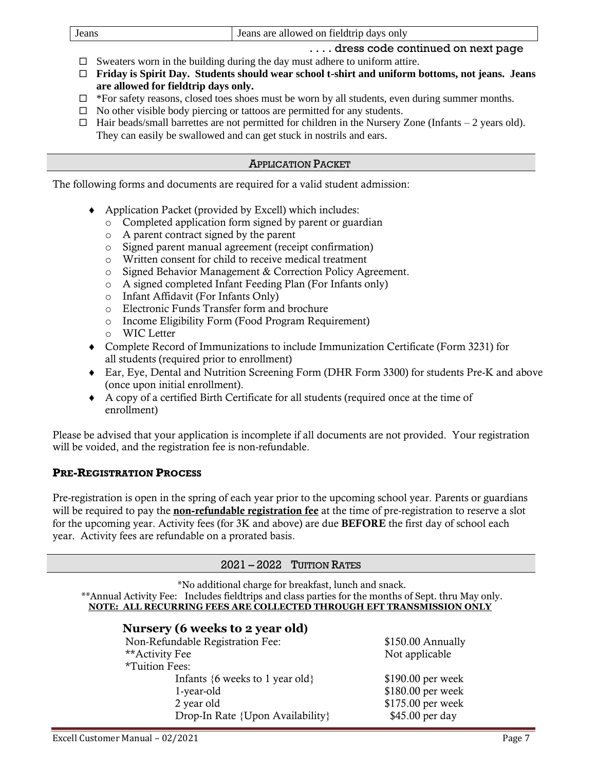| Jeans | Jeans are allowed on fieldtrip days only |
| --- | --- |

. . . . dress code continued on next page

- ☐ Sweaters worn in the building during the day must adhere to uniform attire.
- ☐ **Friday is Spirit Day. Students should wear school t-shirt and uniform bottoms, not jeans. Jeans are allowed for fieldtrip days only.**
- ☐ *For safety reasons, closed toes shoes must be worn by all students, even during summer months.
- ☐ No other visible body piercing or tattoos are permitted for any students.
- ☐ Hair beads/small barrettes are not permitted for children in the Nursery Zone (Infants – 2 years old). They can easily be swallowed and can get stuck in nostrils and ears.

## APPLICATION PACKET

The following forms and documents are required for a valid student admission:

- Application Packet (provided by Excell) which includes:
  - Completed application form signed by parent or guardian
  - A parent contract signed by the parent
  - Signed parent manual agreement (receipt confirmation)
  - Written consent for child to receive medical treatment
  - Signed Behavior Management & Correction Policy Agreement.
  - A signed completed Infant Feeding Plan (For Infants only)
  - Infant Affidavit (For Infants Only)
  - Electronic Funds Transfer form and brochure
  - Income Eligibility Form (Food Program Requirement)
  - WIC Letter
- Complete Record of Immunizations to include Immunization Certificate (Form 3231) for all students (required prior to enrollment)
- Ear, Eye, Dental and Nutrition Screening Form (DHR Form 3300) for students Pre-K and above (once upon initial enrollment).
- A copy of a certified Birth Certificate for all students (required once at the time of enrollment)

Please be advised that your application is incomplete if all documents are not provided. Your registration will be voided, and the registration fee is non-refundable.

### PRE-REGISTRATION PROCESS

Pre-registration is open in the spring of each year prior to the upcoming school year. Parents or guardians will be required to pay the **non-refundable registration fee** at the time of pre-registration to reserve a slot for the upcoming year. Activity fees (for 3K and above) are due **BEFORE** the first day of school each year. Activity fees are refundable on a prorated basis.

## 2021 – 2022 TUITION RATES

*No additional charge for breakfast, lunch and snack.

**Annual Activity Fee: Includes fieldtrips and class parties for the months of Sept. thru May only.

**NOTE: ALL RECURRING FEES ARE COLLECTED THROUGH EFT TRANSMISSION ONLY**

### Nursery (6 weeks to 2 year old)

| | |
| --- | --- |
| Non-Refundable Registration Fee: | $150.00 Annually |
| **Activity Fee | Not applicable |
| *Tuition Fees: | |
| Infants {6 weeks to 1 year old} | $190.00 per week |
| 1-year-old | $180.00 per week |
| 2 year old | $175.00 per week |
| Drop-In Rate {Upon Availability} | $45.00 per day |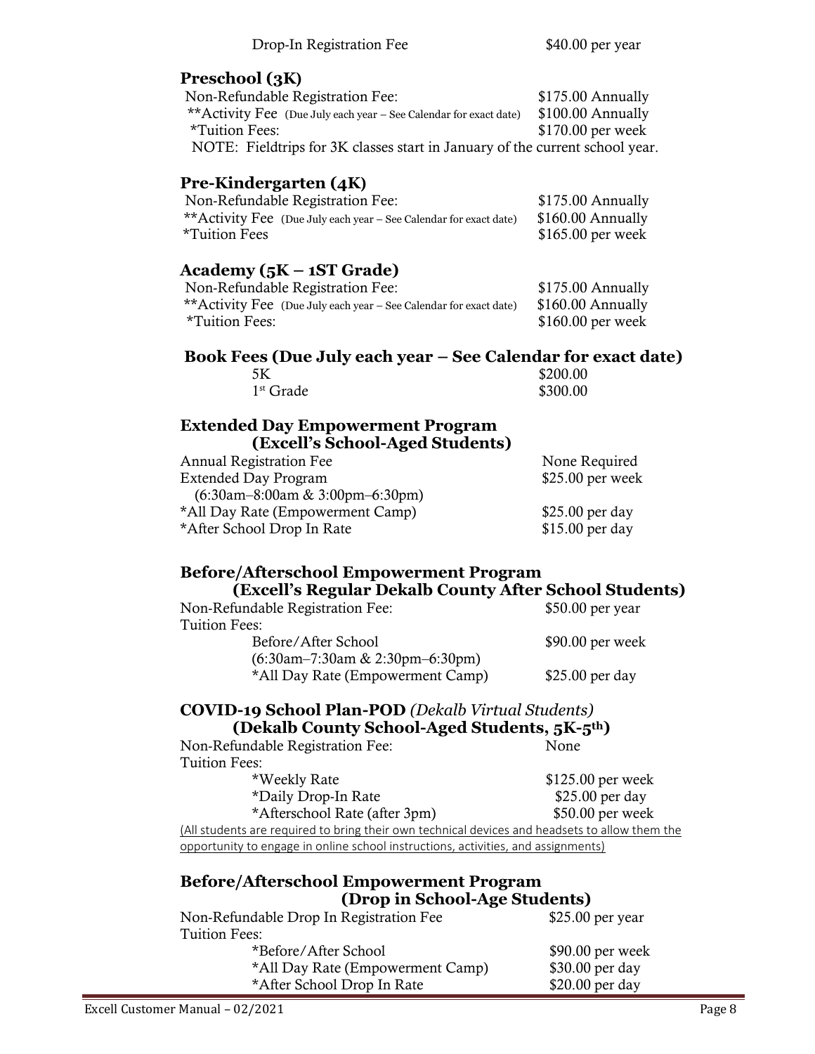| Drop-In Registration Fee | $40.00 per year |
|---|---|

## Preschool (3K)

| | |
|---|---|
| Non-Refundable Registration Fee: | $175.00 Annually |
| **Activity Fee (Due July each year – See Calendar for exact date) | $100.00 Annually |
| *Tuition Fees: | $170.00 per week |

NOTE: Fieldtrips for 3K classes start in January of the current school year.

## Pre-Kindergarten (4K)

| | |
|---|---|
| Non-Refundable Registration Fee: | $175.00 Annually |
| **Activity Fee (Due July each year – See Calendar for exact date) | $160.00 Annually |
| *Tuition Fees | $165.00 per week |

## Academy (5K – 1ST Grade)

| | |
|---|---|
| Non-Refundable Registration Fee: | $175.00 Annually |
| **Activity Fee (Due July each year – See Calendar for exact date) | $160.00 Annually |
| *Tuition Fees: | $160.00 per week |

## Book Fees (Due July each year – See Calendar for exact date)

| | |
|---|---|
| 5K | $200.00 |
| 1st Grade | $300.00 |

## Extended Day Empowerment Program (Excell's School-Aged Students)

| | |
|---|---|
| Annual Registration Fee | None Required |
| Extended Day Program (6:30am–8:00am & 3:00pm–6:30pm) | $25.00 per week |
| *All Day Rate (Empowerment Camp) | $25.00 per day |
| *After School Drop In Rate | $15.00 per day |

## Before/Afterschool Empowerment Program (Excell's Regular Dekalb County After School Students)

| | |
|---|---|
| Non-Refundable Registration Fee: | $50.00 per year |
| Tuition Fees: | |
| Before/After School (6:30am–7:30am & 2:30pm–6:30pm) | $90.00 per week |
| *All Day Rate (Empowerment Camp) | $25.00 per day |

## COVID-19 School Plan-POD *(Dekalb Virtual Students)* (Dekalb County School-Aged Students, 5K-5th)

| | |
|---|---|
| Non-Refundable Registration Fee: | None |
| Tuition Fees: | |
| *Weekly Rate | $125.00 per week |
| *Daily Drop-In Rate | $25.00 per day |
| *Afterschool Rate (after 3pm) | $50.00 per week |

(All students are required to bring their own technical devices and headsets to allow them the opportunity to engage in online school instructions, activities, and assignments)

## Before/Afterschool Empowerment Program (Drop in School-Age Students)

| | |
|---|---|
| Non-Refundable Drop In Registration Fee | $25.00 per year |
| Tuition Fees: | |
| *Before/After School | $90.00 per week |
| *All Day Rate (Empowerment Camp) | $30.00 per day |
| *After School Drop In Rate | $20.00 per day |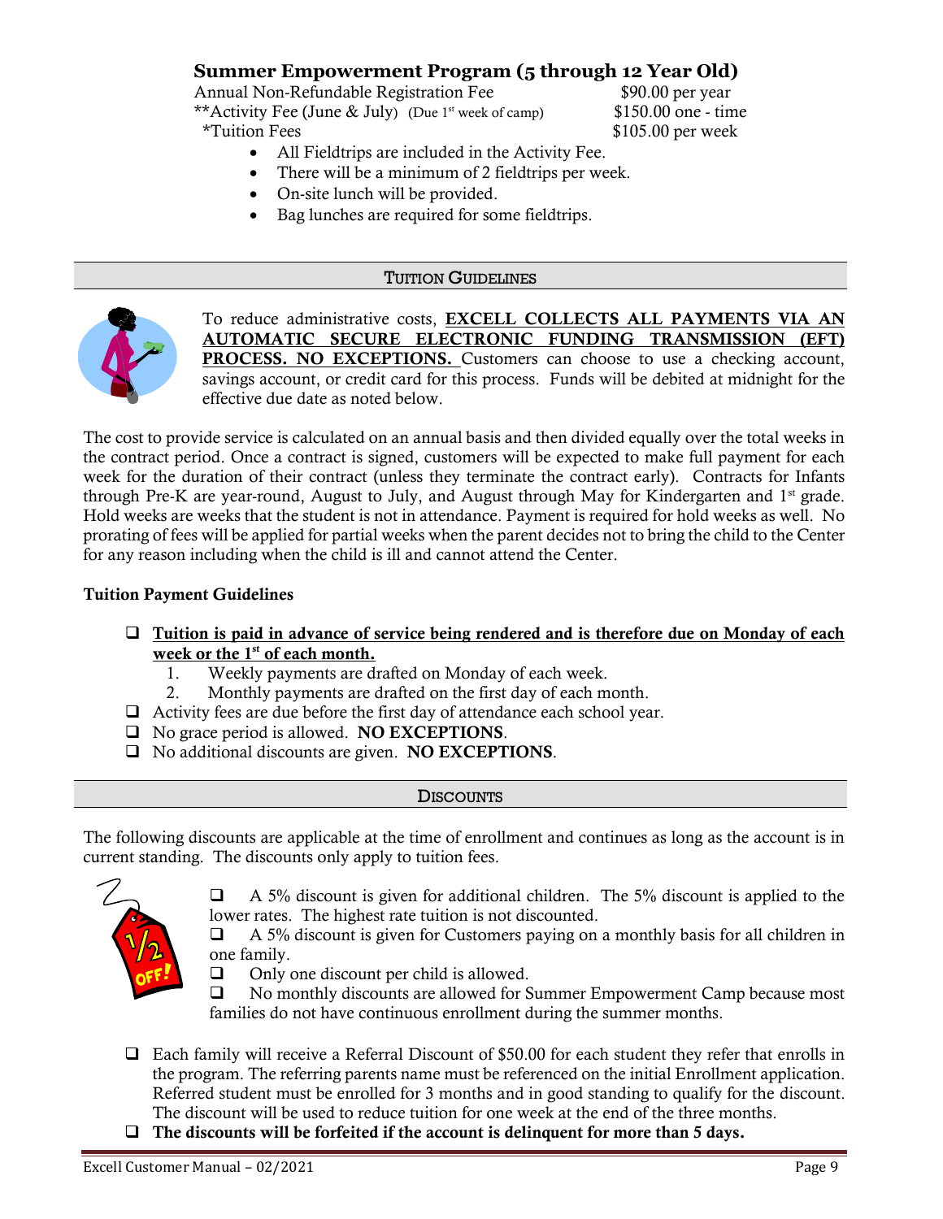## Summer Empowerment Program (5 through 12 Year Old)

| | |
|---|---|
| Annual Non-Refundable Registration Fee | $90.00 per year |
| **Activity Fee (June & July) (Due 1st week of camp) | $150.00 one - time |
| *Tuition Fees | $105.00 per week |

- All Fieldtrips are included in the Activity Fee.
- There will be a minimum of 2 fieldtrips per week.
- On-site lunch will be provided.
- Bag lunches are required for some fieldtrips.

## TUITION GUIDELINES

To reduce administrative costs, **EXCELL COLLECTS ALL PAYMENTS VIA AN AUTOMATIC SECURE ELECTRONIC FUNDING TRANSMISSION (EFT) PROCESS. NO EXCEPTIONS.** Customers can choose to use a checking account, savings account, or credit card for this process. Funds will be debited at midnight for the effective due date as noted below.

The cost to provide service is calculated on an annual basis and then divided equally over the total weeks in the contract period. Once a contract is signed, customers will be expected to make full payment for each week for the duration of their contract (unless they terminate the contract early). Contracts for Infants through Pre-K are year-round, August to July, and August through May for Kindergarten and 1st grade. Hold weeks are weeks that the student is not in attendance. Payment is required for hold weeks as well. No prorating of fees will be applied for partial weeks when the parent decides not to bring the child to the Center for any reason including when the child is ill and cannot attend the Center.

**Tuition Payment Guidelines**

- **Tuition is paid in advance of service being rendered and is therefore due on Monday of each week or the 1st of each month.**
  1. Weekly payments are drafted on Monday of each week.
  2. Monthly payments are drafted on the first day of each month.
- Activity fees are due before the first day of attendance each school year.
- No grace period is allowed. **NO EXCEPTIONS**.
- No additional discounts are given. **NO EXCEPTIONS**.

## DISCOUNTS

The following discounts are applicable at the time of enrollment and continues as long as the account is in current standing. The discounts only apply to tuition fees.

- A 5% discount is given for additional children. The 5% discount is applied to the lower rates. The highest rate tuition is not discounted.
- A 5% discount is given for Customers paying on a monthly basis for all children in one family.
- Only one discount per child is allowed.
- No monthly discounts are allowed for Summer Empowerment Camp because most families do not have continuous enrollment during the summer months.

- Each family will receive a Referral Discount of $50.00 for each student they refer that enrolls in the program. The referring parents name must be referenced on the initial Enrollment application. Referred student must be enrolled for 3 months and in good standing to qualify for the discount. The discount will be used to reduce tuition for one week at the end of the three months.
- **The discounts will be forfeited if the account is delinquent for more than 5 days.**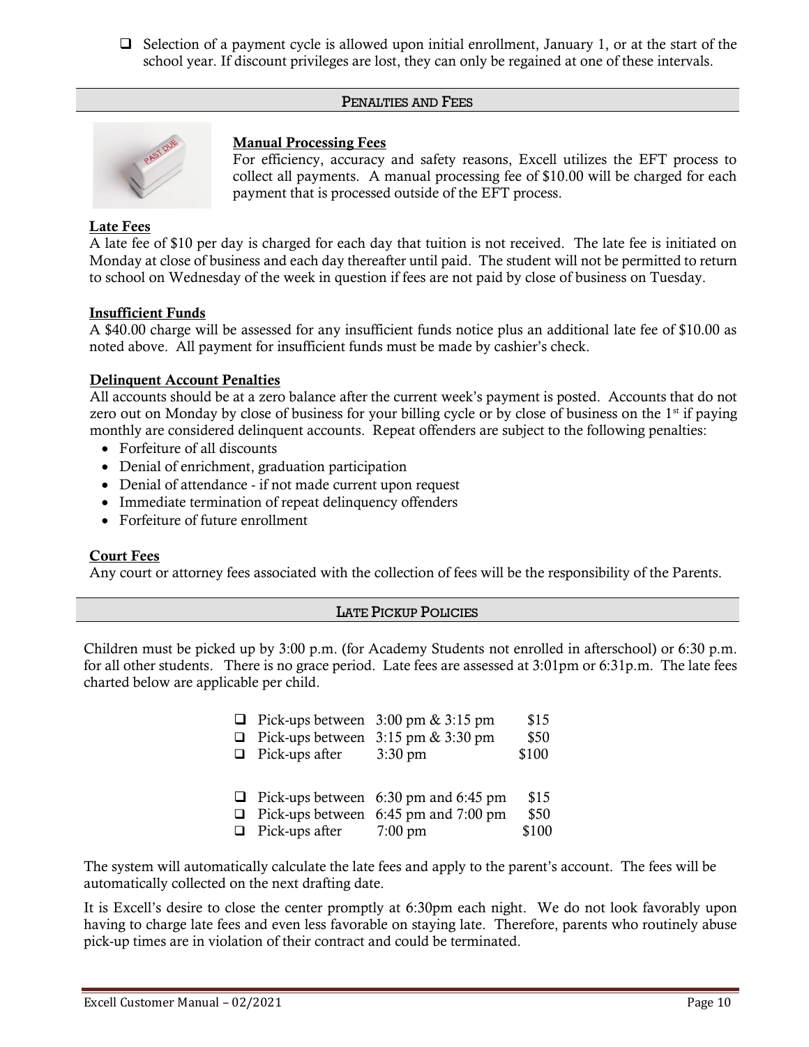- ❑ Selection of a payment cycle is allowed upon initial enrollment, January 1, or at the start of the school year. If discount privileges are lost, they can only be regained at one of these intervals.

## PENALTIES AND FEES

### Manual Processing Fees

For efficiency, accuracy and safety reasons, Excell utilizes the EFT process to collect all payments. A manual processing fee of $10.00 will be charged for each payment that is processed outside of the EFT process.

### Late Fees

A late fee of $10 per day is charged for each day that tuition is not received. The late fee is initiated on Monday at close of business and each day thereafter until paid. The student will not be permitted to return to school on Wednesday of the week in question if fees are not paid by close of business on Tuesday.

### Insufficient Funds

A $40.00 charge will be assessed for any insufficient funds notice plus an additional late fee of $10.00 as noted above. All payment for insufficient funds must be made by cashier's check.

### Delinquent Account Penalties

All accounts should be at a zero balance after the current week's payment is posted. Accounts that do not zero out on Monday by close of business for your billing cycle or by close of business on the 1st if paying monthly are considered delinquent accounts. Repeat offenders are subject to the following penalties:

- Forfeiture of all discounts
- Denial of enrichment, graduation participation
- Denial of attendance - if not made current upon request
- Immediate termination of repeat delinquency offenders
- Forfeiture of future enrollment

### Court Fees

Any court or attorney fees associated with the collection of fees will be the responsibility of the Parents.

## LATE PICKUP POLICIES

Children must be picked up by 3:00 p.m. (for Academy Students not enrolled in afterschool) or 6:30 p.m. for all other students. There is no grace period. Late fees are assessed at 3:01pm or 6:31p.m. The late fees charted below are applicable per child.

- ❑ Pick-ups between 3:00 pm & 3:15 pm — $15
- ❑ Pick-ups between 3:15 pm & 3:30 pm — $50
- ❑ Pick-ups after 3:30 pm — $100

- ❑ Pick-ups between 6:30 pm and 6:45 pm — $15
- ❑ Pick-ups between 6:45 pm and 7:00 pm — $50
- ❑ Pick-ups after 7:00 pm — $100

The system will automatically calculate the late fees and apply to the parent's account. The fees will be automatically collected on the next drafting date.

It is Excell's desire to close the center promptly at 6:30pm each night. We do not look favorably upon having to charge late fees and even less favorable on staying late. Therefore, parents who routinely abuse pick-up times are in violation of their contract and could be terminated.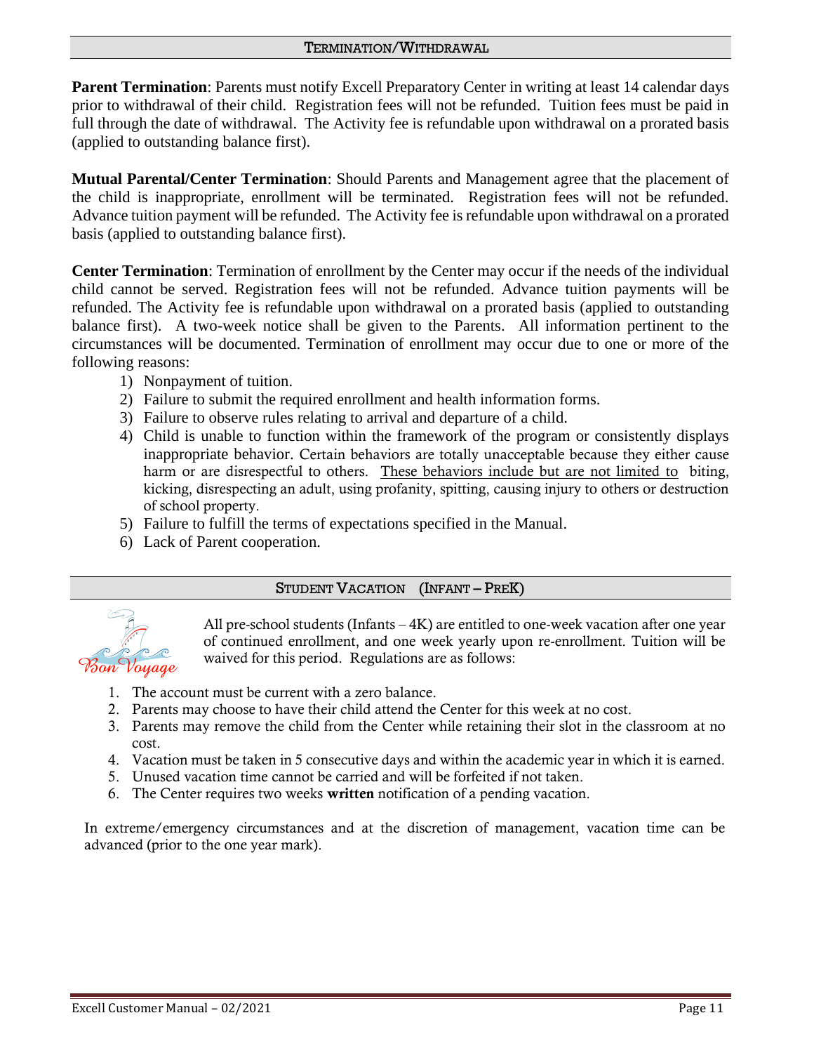## TERMINATION/WITHDRAWAL

**Parent Termination**: Parents must notify Excell Preparatory Center in writing at least 14 calendar days prior to withdrawal of their child. Registration fees will not be refunded. Tuition fees must be paid in full through the date of withdrawal. The Activity fee is refundable upon withdrawal on a prorated basis (applied to outstanding balance first).

**Mutual Parental/Center Termination**: Should Parents and Management agree that the placement of the child is inappropriate, enrollment will be terminated. Registration fees will not be refunded. Advance tuition payment will be refunded. The Activity fee is refundable upon withdrawal on a prorated basis (applied to outstanding balance first).

**Center Termination**: Termination of enrollment by the Center may occur if the needs of the individual child cannot be served. Registration fees will not be refunded. Advance tuition payments will be refunded. The Activity fee is refundable upon withdrawal on a prorated basis (applied to outstanding balance first). A two-week notice shall be given to the Parents. All information pertinent to the circumstances will be documented. Termination of enrollment may occur due to one or more of the following reasons:

1) Nonpayment of tuition.
2) Failure to submit the required enrollment and health information forms.
3) Failure to observe rules relating to arrival and departure of a child.
4) Child is unable to function within the framework of the program or consistently displays inappropriate behavior. Certain behaviors are totally unacceptable because they either cause harm or are disrespectful to others. <u>These behaviors include but are not limited to</u> biting, kicking, disrespecting an adult, using profanity, spitting, causing injury to others or destruction of school property.
5) Failure to fulfill the terms of expectations specified in the Manual.
6) Lack of Parent cooperation.

## STUDENT VACATION (INFANT – PREK)

Bon Voyage

All pre-school students (Infants – 4K) are entitled to one-week vacation after one year of continued enrollment, and one week yearly upon re-enrollment. Tuition will be waived for this period. Regulations are as follows:

1. The account must be current with a zero balance.
2. Parents may choose to have their child attend the Center for this week at no cost.
3. Parents may remove the child from the Center while retaining their slot in the classroom at no cost.
4. Vacation must be taken in 5 consecutive days and within the academic year in which it is earned.
5. Unused vacation time cannot be carried and will be forfeited if not taken.
6. The Center requires two weeks **written** notification of a pending vacation.

In extreme/emergency circumstances and at the discretion of management, vacation time can be advanced (prior to the one year mark).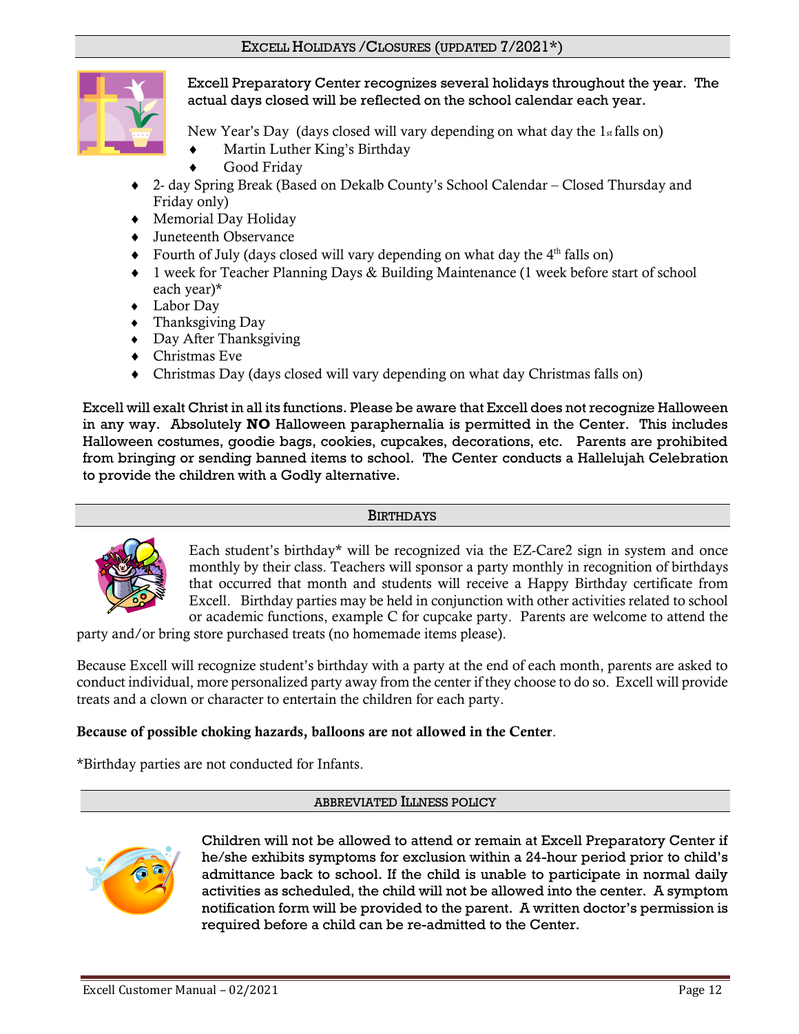## EXCELL HOLIDAYS /CLOSURES (UPDATED 7/2021*)

**Excell Preparatory Center recognizes several holidays throughout the year. The actual days closed will be reflected on the school calendar each year.**

New Year's Day (days closed will vary depending on what day the 1st falls on)

- Martin Luther King's Birthday
- Good Friday
- 2- day Spring Break (Based on Dekalb County's School Calendar – Closed Thursday and Friday only)
- Memorial Day Holiday
- Juneteenth Observance
- Fourth of July (days closed will vary depending on what day the 4th falls on)
- 1 week for Teacher Planning Days & Building Maintenance (1 week before start of school each year)*
- Labor Day
- Thanksgiving Day
- Day After Thanksgiving
- Christmas Eve
- Christmas Day (days closed will vary depending on what day Christmas falls on)

**Excell will exalt Christ in all its functions. Please be aware that Excell does not recognize Halloween in any way. Absolutely NO Halloween paraphernalia is permitted in the Center. This includes Halloween costumes, goodie bags, cookies, cupcakes, decorations, etc. Parents are prohibited from bringing or sending banned items to school. The Center conducts a Hallelujah Celebration to provide the children with a Godly alternative.**

## BIRTHDAYS

Each student's birthday* will be recognized via the EZ-Care2 sign in system and once monthly by their class. Teachers will sponsor a party monthly in recognition of birthdays that occurred that month and students will receive a Happy Birthday certificate from Excell. Birthday parties may be held in conjunction with other activities related to school or academic functions, example C for cupcake party. Parents are welcome to attend the party and/or bring store purchased treats (no homemade items please).

Because Excell will recognize student's birthday with a party at the end of each month, parents are asked to conduct individual, more personalized party away from the center if they choose to do so. Excell will provide treats and a clown or character to entertain the children for each party.

**Because of possible choking hazards, balloons are not allowed in the Center**.

*Birthday parties are not conducted for Infants.

## ABBREVIATED ILLNESS POLICY

**Children will not be allowed to attend or remain at Excell Preparatory Center if he/she exhibits symptoms for exclusion within a 24-hour period prior to child's admittance back to school. If the child is unable to participate in normal daily activities as scheduled, the child will not be allowed into the center. A symptom notification form will be provided to the parent. A written doctor's permission is required before a child can be re-admitted to the Center.**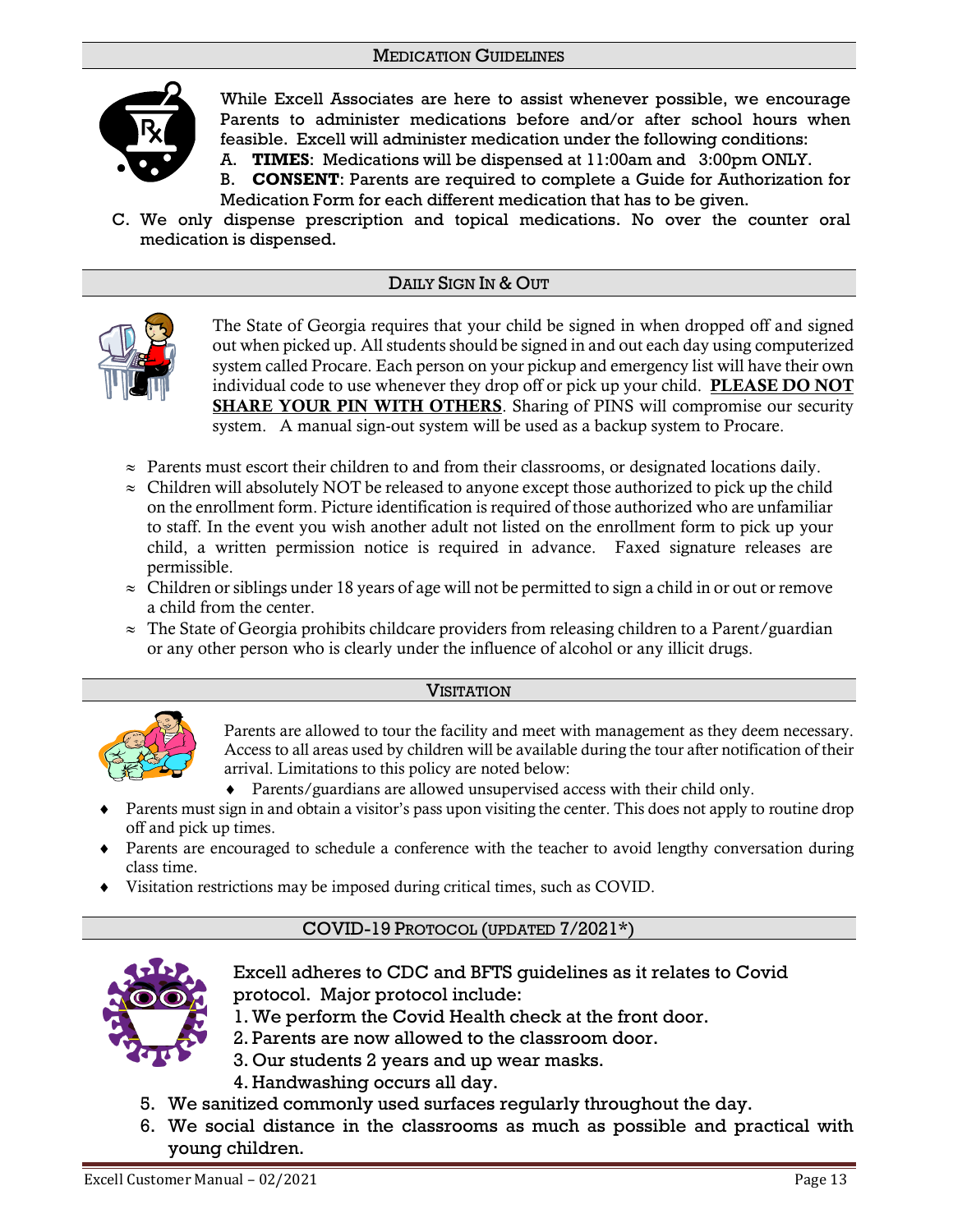## Medication Guidelines

While Excell Associates are here to assist whenever possible, we encourage Parents to administer medications before and/or after school hours when feasible. Excell will administer medication under the following conditions:

A. **TIMES**: Medications will be dispensed at 11:00am and 3:00pm ONLY.
B. **CONSENT**: Parents are required to complete a Guide for Authorization for Medication Form for each different medication that has to be given.
C. We only dispense prescription and topical medications. No over the counter oral medication is dispensed.

## Daily Sign In & Out

The State of Georgia requires that your child be signed in when dropped off and signed out when picked up. All students should be signed in and out each day using computerized system called Procare. Each person on your pickup and emergency list will have their own individual code to use whenever they drop off or pick up your child. **PLEASE DO NOT SHARE YOUR PIN WITH OTHERS**. Sharing of PINS will compromise our security system. A manual sign-out system will be used as a backup system to Procare.

- Parents must escort their children to and from their classrooms, or designated locations daily.
- Children will absolutely NOT be released to anyone except those authorized to pick up the child on the enrollment form. Picture identification is required of those authorized who are unfamiliar to staff. In the event you wish another adult not listed on the enrollment form to pick up your child, a written permission notice is required in advance. Faxed signature releases are permissible.
- Children or siblings under 18 years of age will not be permitted to sign a child in or out or remove a child from the center.
- The State of Georgia prohibits childcare providers from releasing children to a Parent/guardian or any other person who is clearly under the influence of alcohol or any illicit drugs.

## Visitation

Parents are allowed to tour the facility and meet with management as they deem necessary. Access to all areas used by children will be available during the tour after notification of their arrival. Limitations to this policy are noted below:

- Parents/guardians are allowed unsupervised access with their child only.
- Parents must sign in and obtain a visitor's pass upon visiting the center. This does not apply to routine drop off and pick up times.
- Parents are encouraged to schedule a conference with the teacher to avoid lengthy conversation during class time.
- Visitation restrictions may be imposed during critical times, such as COVID.

## COVID-19 Protocol (updated 7/2021*)

Excell adheres to CDC and BFTS guidelines as it relates to Covid protocol. Major protocol include:

1. We perform the Covid Health check at the front door.
2. Parents are now allowed to the classroom door.
3. Our students 2 years and up wear masks.
4. Handwashing occurs all day.
5. We sanitized commonly used surfaces regularly throughout the day.
6. We social distance in the classrooms as much as possible and practical with young children.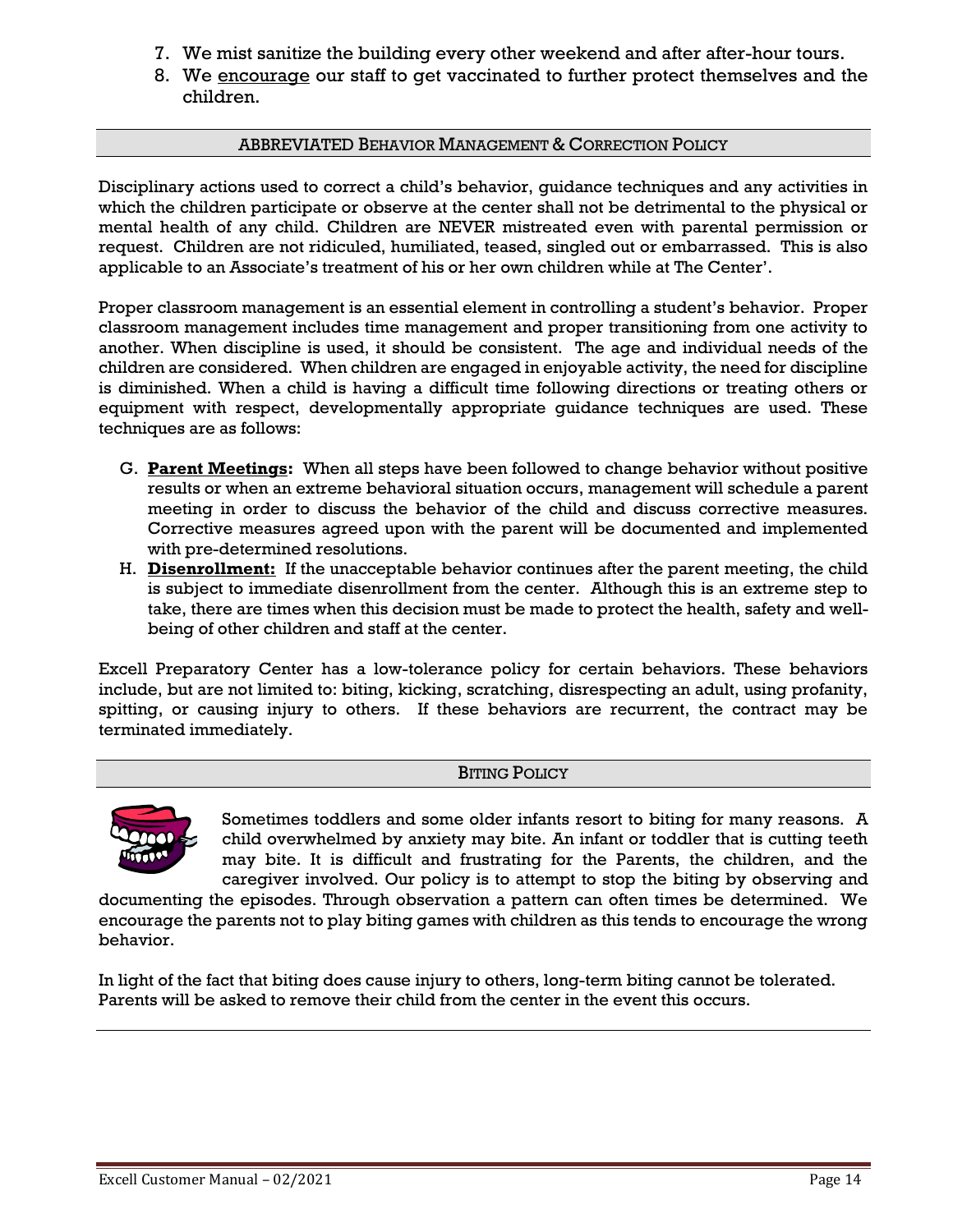7. We mist sanitize the building every other weekend and after after-hour tours.
8. We <u>encourage</u> our staff to get vaccinated to further protect themselves and the children.

## ABBREVIATED BEHAVIOR MANAGEMENT & CORRECTION POLICY

Disciplinary actions used to correct a child's behavior, guidance techniques and any activities in which the children participate or observe at the center shall not be detrimental to the physical or mental health of any child. Children are NEVER mistreated even with parental permission or request. Children are not ridiculed, humiliated, teased, singled out or embarrassed. This is also applicable to an Associate's treatment of his or her own children while at The Center'.

Proper classroom management is an essential element in controlling a student's behavior. Proper classroom management includes time management and proper transitioning from one activity to another. When discipline is used, it should be consistent. The age and individual needs of the children are considered. When children are engaged in enjoyable activity, the need for discipline is diminished. When a child is having a difficult time following directions or treating others or equipment with respect, developmentally appropriate guidance techniques are used. These techniques are as follows:

G. **<u>Parent Meetings</u>:** When all steps have been followed to change behavior without positive results or when an extreme behavioral situation occurs, management will schedule a parent meeting in order to discuss the behavior of the child and discuss corrective measures. Corrective measures agreed upon with the parent will be documented and implemented with pre-determined resolutions.

H. **<u>Disenrollment:</u>** If the unacceptable behavior continues after the parent meeting, the child is subject to immediate disenrollment from the center. Although this is an extreme step to take, there are times when this decision must be made to protect the health, safety and well-being of other children and staff at the center.

Excell Preparatory Center has a low-tolerance policy for certain behaviors. These behaviors include, but are not limited to: biting, kicking, scratching, disrespecting an adult, using profanity, spitting, or causing injury to others. If these behaviors are recurrent, the contract may be terminated immediately.

## BITING POLICY

Sometimes toddlers and some older infants resort to biting for many reasons. A child overwhelmed by anxiety may bite. An infant or toddler that is cutting teeth may bite. It is difficult and frustrating for the Parents, the children, and the caregiver involved. Our policy is to attempt to stop the biting by observing and documenting the episodes. Through observation a pattern can often times be determined. We encourage the parents not to play biting games with children as this tends to encourage the wrong behavior.

In light of the fact that biting does cause injury to others, long-term biting cannot be tolerated. Parents will be asked to remove their child from the center in the event this occurs.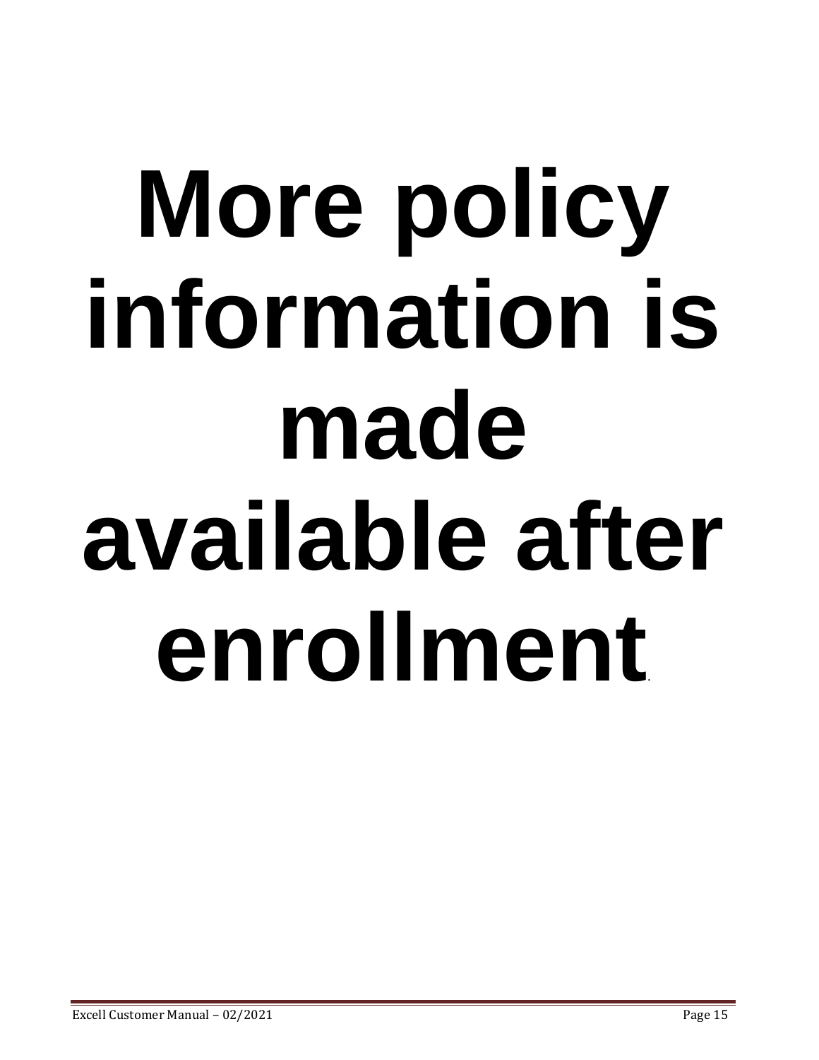# More policy information is made available after enrollment.